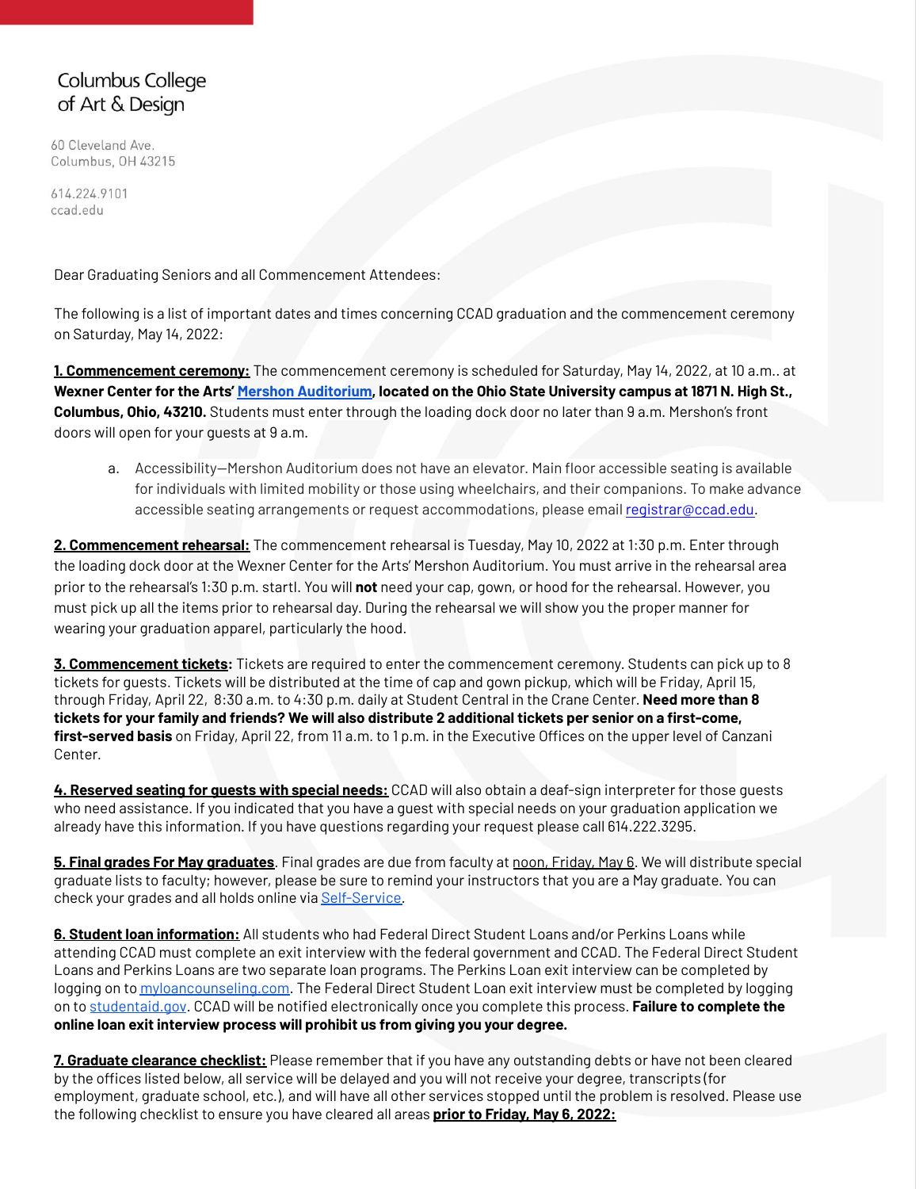Columbus College
of Art & Design

60 Cleveland Ave.
Columbus, OH 43215

614.224.9101
ccad.edu

Dear Graduating Seniors and all Commencement Attendees:

The following is a list of important dates and times concerning CCAD graduation and the commencement ceremony on Saturday, May 14, 2022:

**1. Commencement ceremony:** The commencement ceremony is scheduled for Saturday, May 14, 2022, at 10 a.m.. at **Wexner Center for the Arts' Mershon Auditorium, located on the Ohio State University campus at 1871 N. High St., Columbus, Ohio, 43210.** Students must enter through the loading dock door no later than 9 a.m. Mershon's front doors will open for your guests at 9 a.m.

a. Accessibility—Mershon Auditorium does not have an elevator. Main floor accessible seating is available for individuals with limited mobility or those using wheelchairs, and their companions. To make advance accessible seating arrangements or request accommodations, please email registrar@ccad.edu.

**2. Commencement rehearsal:** The commencement rehearsal is Tuesday, May 10, 2022 at 1:30 p.m. Enter through the loading dock door at the Wexner Center for the Arts' Mershon Auditorium. You must arrive in the rehearsal area prior to the rehearsal's 1:30 p.m. startl. You will **not** need your cap, gown, or hood for the rehearsal. However, you must pick up all the items prior to rehearsal day. During the rehearsal we will show you the proper manner for wearing your graduation apparel, particularly the hood.

**3. Commencement tickets:** Tickets are required to enter the commencement ceremony. Students can pick up to 8 tickets for guests. Tickets will be distributed at the time of cap and gown pickup, which will be Friday, April 15, through Friday, April 22, 8:30 a.m. to 4:30 p.m. daily at Student Central in the Crane Center. **Need more than 8 tickets for your family and friends? We will also distribute 2 additional tickets per senior on a first-come, first-served basis** on Friday, April 22, from 11 a.m. to 1 p.m. in the Executive Offices on the upper level of Canzani Center.

**4. Reserved seating for guests with special needs:** CCAD will also obtain a deaf-sign interpreter for those guests who need assistance. If you indicated that you have a guest with special needs on your graduation application we already have this information. If you have questions regarding your request please call 614.222.3295.

**5. Final grades For May graduates**. Final grades are due from faculty at noon, Friday, May 6. We will distribute special graduate lists to faculty; however, please be sure to remind your instructors that you are a May graduate. You can check your grades and all holds online via Self-Service.

**6. Student loan information:** All students who had Federal Direct Student Loans and/or Perkins Loans while attending CCAD must complete an exit interview with the federal government and CCAD. The Federal Direct Student Loans and Perkins Loans are two separate loan programs. The Perkins Loan exit interview can be completed by logging on to myloancounseling.com. The Federal Direct Student Loan exit interview must be completed by logging on to studentaid.gov. CCAD will be notified electronically once you complete this process. **Failure to complete the online loan exit interview process will prohibit us from giving you your degree.**

**7. Graduate clearance checklist:** Please remember that if you have any outstanding debts or have not been cleared by the offices listed below, all service will be delayed and you will not receive your degree, transcripts (for employment, graduate school, etc.), and will have all other services stopped until the problem is resolved. Please use the following checklist to ensure you have cleared all areas **prior to Friday, May 6, 2022:**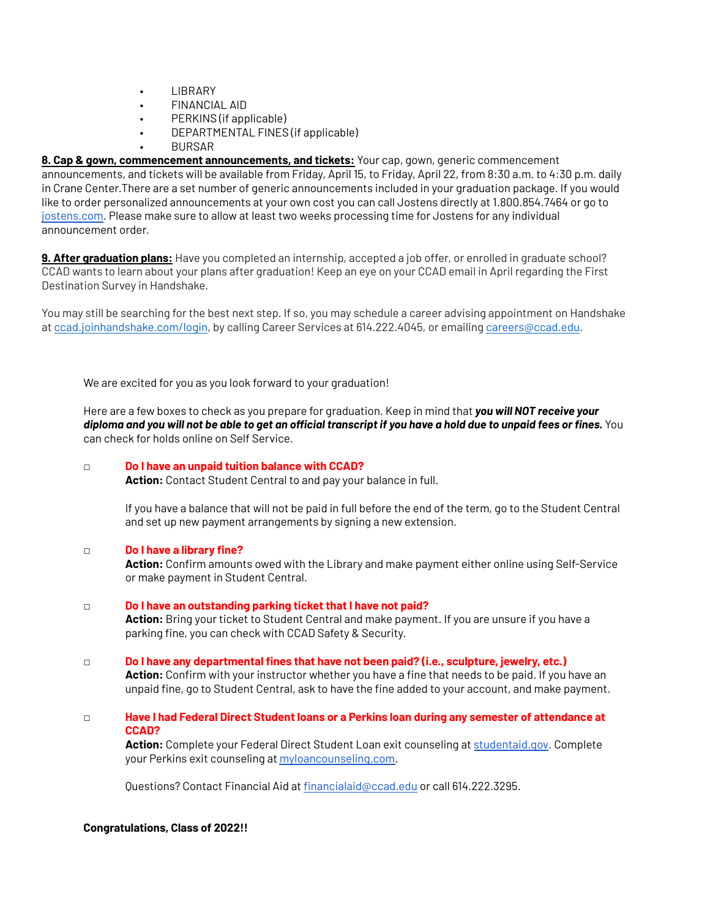- LIBRARY
- FINANCIAL AID
- PERKINS (if applicable)
- DEPARTMENTAL FINES (if applicable)
- BURSAR

**8. Cap & gown, commencement announcements, and tickets:** Your cap, gown, generic commencement announcements, and tickets will be available from Friday, April 15, to Friday, April 22, from 8:30 a.m. to 4:30 p.m. daily in Crane Center.There are a set number of generic announcements included in your graduation package. If you would like to order personalized announcements at your own cost you can call Jostens directly at 1.800.854.7464 or go to [jostens.com](jostens.com). Please make sure to allow at least two weeks processing time for Jostens for any individual announcement order.

**9. After graduation plans:** Have you completed an internship, accepted a job offer, or enrolled in graduate school? CCAD wants to learn about your plans after graduation! Keep an eye on your CCAD email in April regarding the First Destination Survey in Handshake.

You may still be searching for the best next step. If so, you may schedule a career advising appointment on Handshake at [ccad.joinhandshake.com/login](ccad.joinhandshake.com/login), by calling Career Services at 614.222.4045, or emailing [careers@ccad.edu](mailto:careers@ccad.edu).

We are excited for you as you look forward to your graduation!

Here are a few boxes to check as you prepare for graduation. Keep in mind that ***you will NOT receive your diploma and you will not be able to get an official transcript if you have a hold due to unpaid fees or fines.*** You can check for holds online on Self Service.

- ☐ **Do I have an unpaid tuition balance with CCAD?**
  **Action:** Contact Student Central to and pay your balance in full.

  If you have a balance that will not be paid in full before the end of the term, go to the Student Central and set up new payment arrangements by signing a new extension.

- ☐ **Do I have a library fine?**
  **Action:** Confirm amounts owed with the Library and make payment either online using Self-Service or make payment in Student Central.

- ☐ **Do I have an outstanding parking ticket that I have not paid?**
  **Action:** Bring your ticket to Student Central and make payment. If you are unsure if you have a parking fine, you can check with CCAD Safety & Security.

- ☐ **Do I have any departmental fines that have not been paid? (i.e., sculpture, jewelry, etc.)**
  **Action:** Confirm with your instructor whether you have a fine that needs to be paid. If you have an unpaid fine, go to Student Central, ask to have the fine added to your account, and make payment.

- ☐ **Have I had Federal Direct Student loans or a Perkins loan during any semester of attendance at CCAD?**
  **Action:** Complete your Federal Direct Student Loan exit counseling at [studentaid.gov](studentaid.gov). Complete your Perkins exit counseling at [myloancounseling.com](myloancounseling.com).

  Questions? Contact Financial Aid at [financialaid@ccad.edu](mailto:financialaid@ccad.edu) or call 614.222.3295.

**Congratulations, Class of 2022!!**